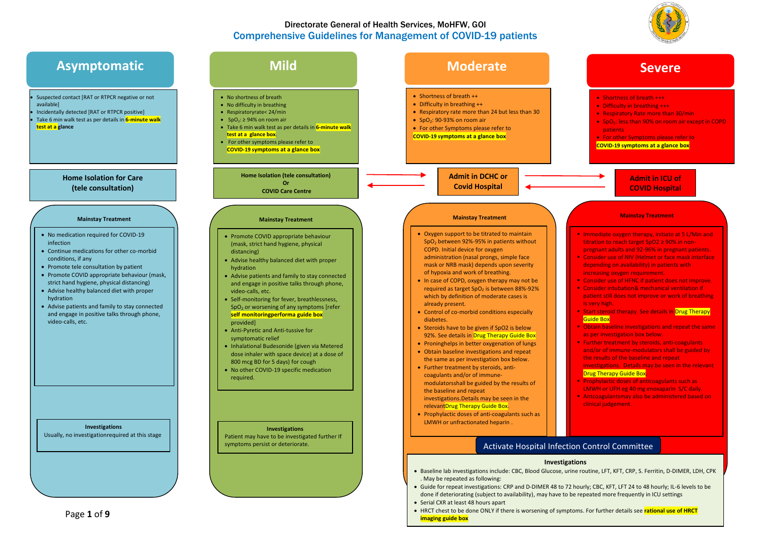Directorate General of Health Services, MoHFW, GOI

# Comprehensive Guidelines for Management of COVID-19 patients

## Asymptomatic

- Suspected contact [RAT or RTPCR negative or not available]
- Incidentally detected [RAT or RTPCR positive]
- Take 6 min walk test as per details in **6-minute walk test at a glance**

**Home Isolation for Care (tele consultation)**

**Mainstay Treatment**

- No medication required for COVID-19 infection
- Continue medications for other co-morbid conditions, if any
- Promote tele consultation by patient
- Promote COVID appropriate behaviour (mask, strict hand hygiene, physical distancing)
- Advise healthy balanced diet with proper hydration
- Advise patients and family to stay connected and engage in positive talks through phone, video-calls, etc.

**Investigations**

Usually, no investigationrequired at this stage

## Mild

- No shortness of breath
- No difficulty in breathing
- Respiratoryrate< 24/min
- $SpO_2$: ≥ 94% on room air
- Take 6 min walk test as per details in **6-minute walk test at a glance box**
- For other symptoms please refer to **COVID-19 symptoms at a glance box**

**Home Isolation (tele consultation) Or COVID Care Centre**

**Mainstay Treatment**

- Promote COVID appropriate behaviour (mask, strict hand hygiene, physical distancing)
- Advise healthy balanced diet with proper hydration
- Advise patients and family to stay connected and engage in positive talks through phone, video-calls, etc.
- Self-monitoring for fever, breathlessness, $SpO_2$ or worsening of any symptoms [refer **self monitoringperforma guide box** provided]
- Anti-Pyretic and Anti-tussive for symptomatic relief
- Inhalational Budesonide (given via Metered dose inhaler with space device) at a dose of 800 mcg BD for 5 days) for cough
- No other COVID-19 specific medication required.

**Investigations**

Patient may have to be investigated further If symptoms persist or deteriorate.

## Moderate

- Shortness of breath ++
- Difficulty in breathing ++
- Respiratory rate more than 24 but less than 30
- $SpO_2$: 90-93% on room air
- For other Symptoms please refer to **COVID-19 symptoms at a glance box**

**Admit in DCHC or Covid Hospital**

**Mainstay Treatment**

- Oxygen support to be titrated to maintain $SpO_2$ between 92%-95% in patients without COPD. Initial device for oxygen administration (nasal prongs, simple face mask or NRB mask) depends upon severity of hypoxia and work of breathing.
- In case of COPD, oxygen therapy may not be required as target $SpO_2$ is between 88%-92% which by definition of moderate cases is already present.
- Control of co-morbid conditions especially diabetes.
- Steroids have to be given if SpO2 is below 92%. See details in **Drug Therapy Guide Box**
- Proninghelps in better oxygenation of lungs
- Obtain baseline investigations and repeat the same as per investigation box below.
- Further treatment by steroids, anti-coagulants and/or of immune-modulatorsshall be guided by the results of the baseline and repeat investigations.Details may be seen in the relevant**Drug Therapy Guide Box**.
- Prophylactic doses of anti-coagulants such as LMWH or unfractionated heparin .

## Severe

- Shortness of breath +++
- Difficulty in breathing +++
- Respiratory Rate more than 30/min
- $SpO_2$: less than 90% on room air except in COPD patients
- For other Symptoms please refer to **COVID-19 symptoms at a glance box**

**Admit in ICU of COVID Hospital**

**Mainstay Treatment**

- Immediate oxygen therapy, initiate at 5 L/Min and titration to reach target SpO2 ≥ 90% in non-pregnant adults and 92-96% in pregnant patients.
- Consider use of NIV (Helmet or face mask interface depending on availability) in patients with increasing oxygen requirement.
- Consider use of HFNC if patient does not improve.
- Consider intubation& mechanical ventilation if patient still does not improve or work of breathing is very high.
- Start steroid therapy. See details in **Drug Therapy Guide Box**
- Obtain baseline investigations and repeat the same as per investigation box below.
- Further treatment by steroids, anti-coagulants and/or of immune-modulators shall be guided by the results of the baseline and repeat investigations. Details may be seen in the relevant **Drug Therapy Guide Box**
- Prophylactic doses of anticoagulants such as LMWH or UFH eg 40 mg enoxaparin S/C daily.
- Antcoagulantsmay also be administered based on clinical judgement.

**Activate Hospital Infection Control Committee**

**Investigations**

- Baseline lab investigations include: CBC, Blood Glucose, urine routine, LFT, KFT, CRP, S. Ferritin, D-DIMER, LDH, CPK . May be repeated as following:
- Guide for repeat investigations: CRP and D-DIMER 48 to 72 hourly; CBC, KFT, LFT 24 to 48 hourly; IL-6 levels to be done if deteriorating (subject to availability), may have to be repeated more frequently in ICU settings
- Serial CXR at least 48 hours apart
- HRCT chest to be done ONLY if there is worsening of symptoms. For further details see **rational use of HRCT imaging guide box**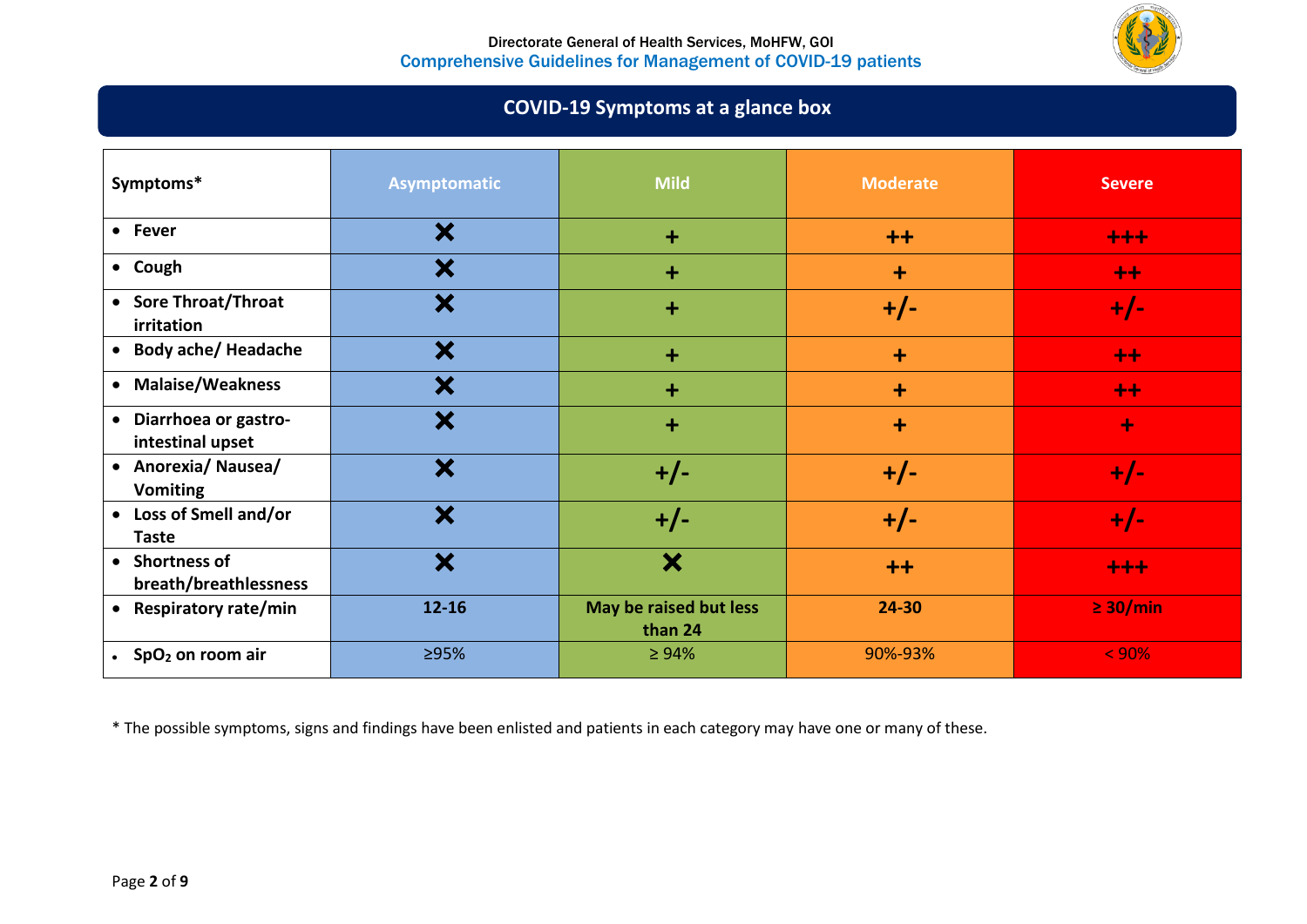## COVID-19 Symptoms at a glance box

| Symptoms* | Asymptomatic | Mild | Moderate | Severe |
|---|---|---|---|---|
| • Fever | ✖ | + | ++ | +++ |
| • Cough | ✖ | + | + | ++ |
| • Sore Throat/Throat irritation | ✖ | + | +/- | +/- |
| • Body ache/ Headache | ✖ | + | + | ++ |
| • Malaise/Weakness | ✖ | + | + | ++ |
| • Diarrhoea or gastro-intestinal upset | ✖ | + | + | + |
| • Anorexia/ Nausea/ Vomiting | ✖ | +/- | +/- | +/- |
| • Loss of Smell and/or Taste | ✖ | +/- | +/- | +/- |
| • Shortness of breath/breathlessness | ✖ | ✖ | ++ | +++ |
| • Respiratory rate/min | 12-16 | May be raised but less than 24 | 24-30 | ≥ 30/min |
| • $SpO_2$ on room air | ≥95% | ≥ 94% | 90%-93% | < 90% |

* The possible symptoms, signs and findings have been enlisted and patients in each category may have one or many of these.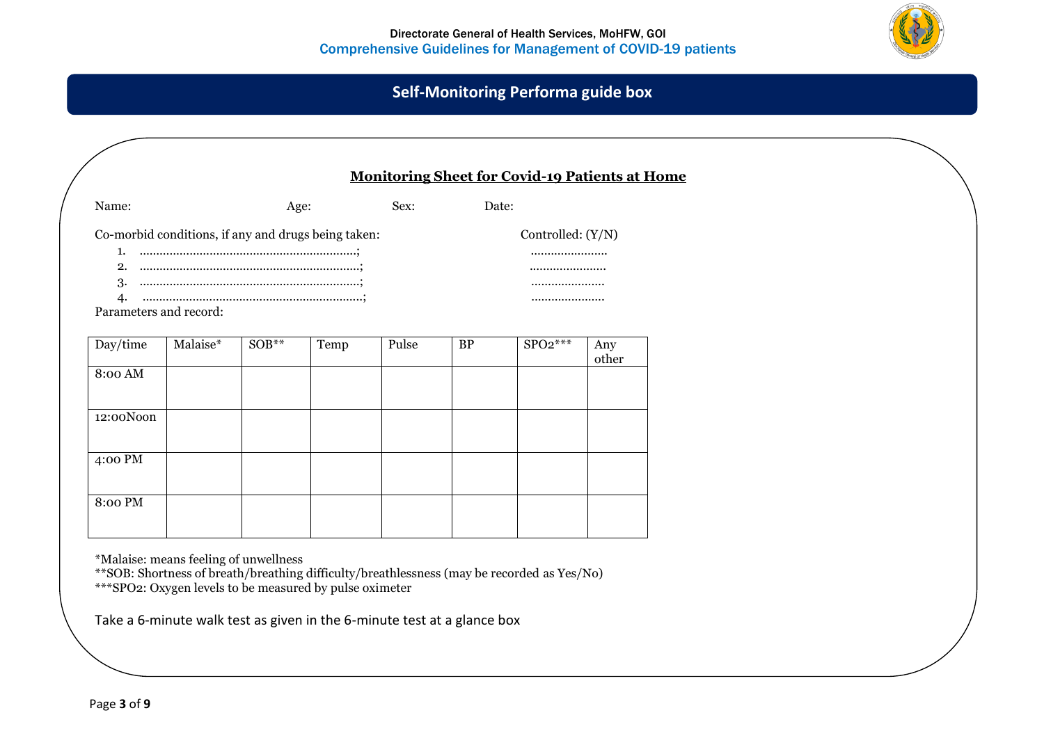## Self-Monitoring Performa guide box

### Monitoring Sheet for Covid-19 Patients at Home

Name: Age: Sex: Date:

Co-morbid conditions, if any and drugs being taken: Controlled: (Y/N)

1. ……………………………………………………….; ………………….
2. ……………………………………………………….; ………………….
3. ……………………………………………………….; ………………….
4. ……………………………………………………….; ………………….

Parameters and record:

| Day/time | Malaise* | SOB** | Temp | Pulse | BP | SPO2*** | Any other |
|---|---|---|---|---|---|---|---|
| 8:00 AM | | | | | | | |
| 12:00Noon | | | | | | | |
| 4:00 PM | | | | | | | |
| 8:00 PM | | | | | | | |

*Malaise: means feeling of unwellness

**SOB: Shortness of breath/breathing difficulty/breathlessness (may be recorded as Yes/No)

***SPO2: Oxygen levels to be measured by pulse oximeter

Take a 6-minute walk test as given in the 6-minute test at a glance box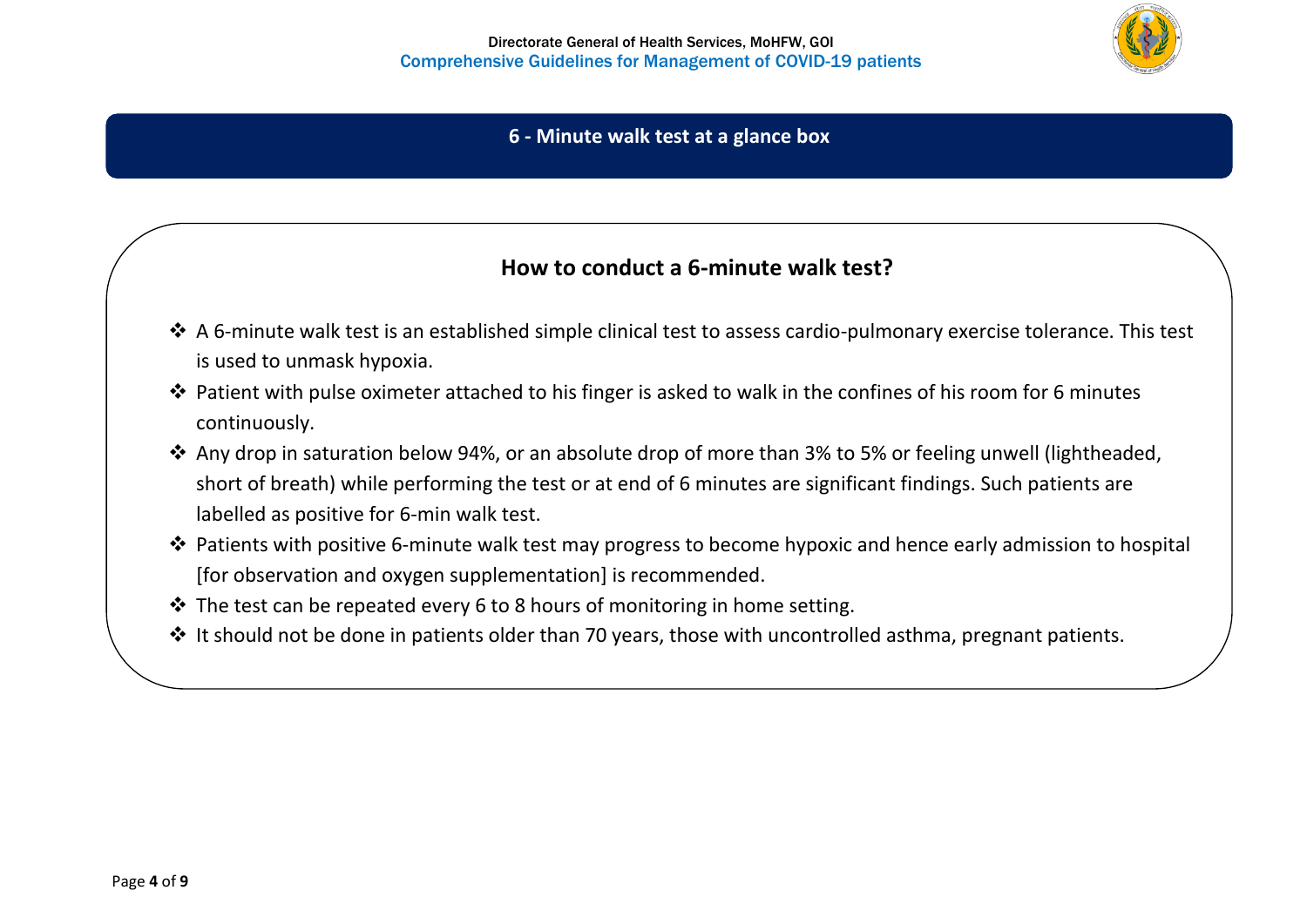## 6 - Minute walk test at a glance box

### How to conduct a 6-minute walk test?

- A 6-minute walk test is an established simple clinical test to assess cardio-pulmonary exercise tolerance. This test is used to unmask hypoxia.
- Patient with pulse oximeter attached to his finger is asked to walk in the confines of his room for 6 minutes continuously.
- Any drop in saturation below 94%, or an absolute drop of more than 3% to 5% or feeling unwell (lightheaded, short of breath) while performing the test or at end of 6 minutes are significant findings. Such patients are labelled as positive for 6-min walk test.
- Patients with positive 6-minute walk test may progress to become hypoxic and hence early admission to hospital [for observation and oxygen supplementation] is recommended.
- The test can be repeated every 6 to 8 hours of monitoring in home setting.
- It should not be done in patients older than 70 years, those with uncontrolled asthma, pregnant patients.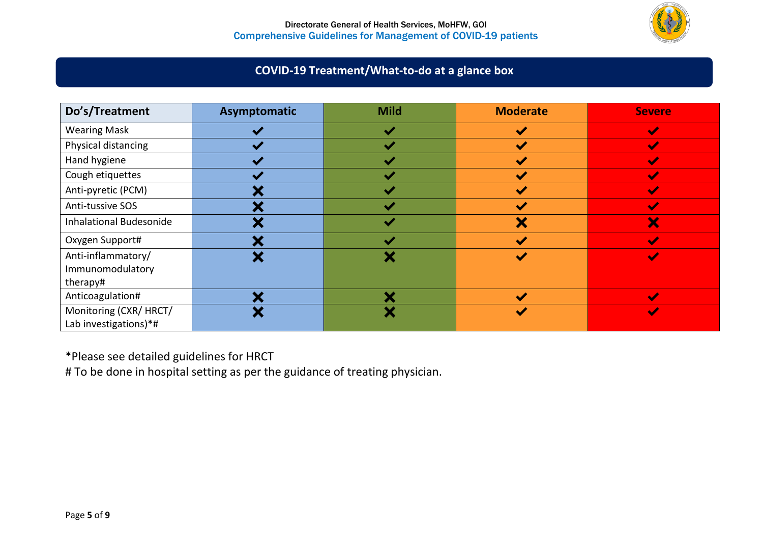## COVID-19 Treatment/What-to-do at a glance box

| Do's/Treatment | Asymptomatic | Mild | Moderate | Severe |
|---|---|---|---|---|
| Wearing Mask | ✔ | ✔ | ✔ | ✔ |
| Physical distancing | ✔ | ✔ | ✔ | ✔ |
| Hand hygiene | ✔ | ✔ | ✔ | ✔ |
| Cough etiquettes | ✔ | ✔ | ✔ | ✔ |
| Anti-pyretic (PCM) | ✖ | ✔ | ✔ | ✔ |
| Anti-tussive SOS | ✖ | ✔ | ✔ | ✔ |
| Inhalational Budesonide | ✖ | ✔ | ✖ | ✖ |
| Oxygen Support# | ✖ | ✔ | ✔ | ✔ |
| Anti-inflammatory/ Immunomodulatory therapy# | ✖ | ✖ | ✔ | ✔ |
| Anticoagulation# | ✖ | ✖ | ✔ | ✔ |
| Monitoring (CXR/ HRCT/ Lab investigations)*# | ✖ | ✖ | ✔ | ✔ |

*Please see detailed guidelines for HRCT

# To be done in hospital setting as per the guidance of treating physician.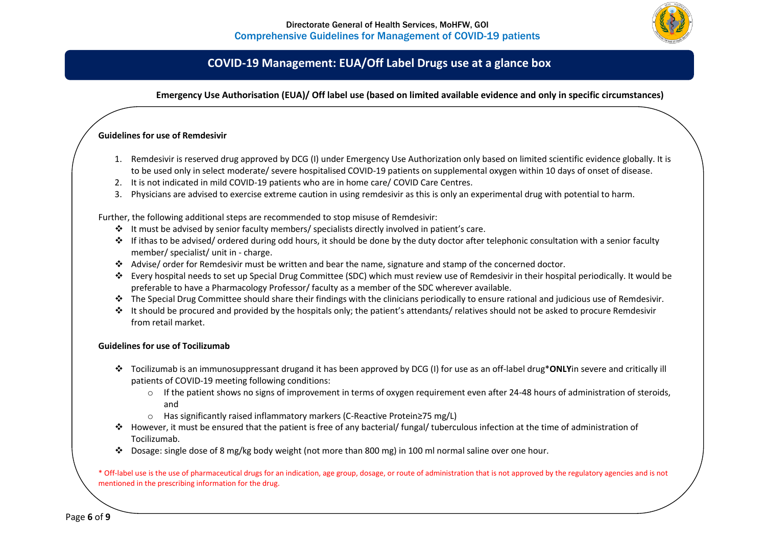## COVID-19 Management: EUA/Off Label Drugs use at a glance box

**Emergency Use Authorisation (EUA)/ Off label use (based on limited available evidence and only in specific circumstances)**

**Guidelines for use of Remdesivir**

1. Remdesivir is reserved drug approved by DCG (I) under Emergency Use Authorization only based on limited scientific evidence globally. It is to be used only in select moderate/ severe hospitalised COVID-19 patients on supplemental oxygen within 10 days of onset of disease.
2. It is not indicated in mild COVID-19 patients who are in home care/ COVID Care Centres.
3. Physicians are advised to exercise extreme caution in using remdesivir as this is only an experimental drug with potential to harm.

Further, the following additional steps are recommended to stop misuse of Remdesivir:

- It must be advised by senior faculty members/ specialists directly involved in patient's care.
- If ithas to be advised/ ordered during odd hours, it should be done by the duty doctor after telephonic consultation with a senior faculty member/ specialist/ unit in - charge.
- Advise/ order for Remdesivir must be written and bear the name, signature and stamp of the concerned doctor.
- Every hospital needs to set up Special Drug Committee (SDC) which must review use of Remdesivir in their hospital periodically. It would be preferable to have a Pharmacology Professor/ faculty as a member of the SDC wherever available.
- The Special Drug Committee should share their findings with the clinicians periodically to ensure rational and judicious use of Remdesivir.
- It should be procured and provided by the hospitals only; the patient's attendants/ relatives should not be asked to procure Remdesivir from retail market.

**Guidelines for use of Tocilizumab**

- Tocilizumab is an immunosuppressant drugand it has been approved by DCG (I) for use as an off-label drug* **ONLY**in severe and critically ill patients of COVID-19 meeting following conditions:
  - If the patient shows no signs of improvement in terms of oxygen requirement even after 24-48 hours of administration of steroids, and
  - Has significantly raised inflammatory markers (C-Reactive Protein≥75 mg/L)
- However, it must be ensured that the patient is free of any bacterial/ fungal/ tuberculous infection at the time of administration of Tocilizumab.
- Dosage: single dose of 8 mg/kg body weight (not more than 800 mg) in 100 ml normal saline over one hour.

* Off-label use is the use of pharmaceutical drugs for an indication, age group, dosage, or route of administration that is not approved by the regulatory agencies and is not mentioned in the prescribing information for the drug.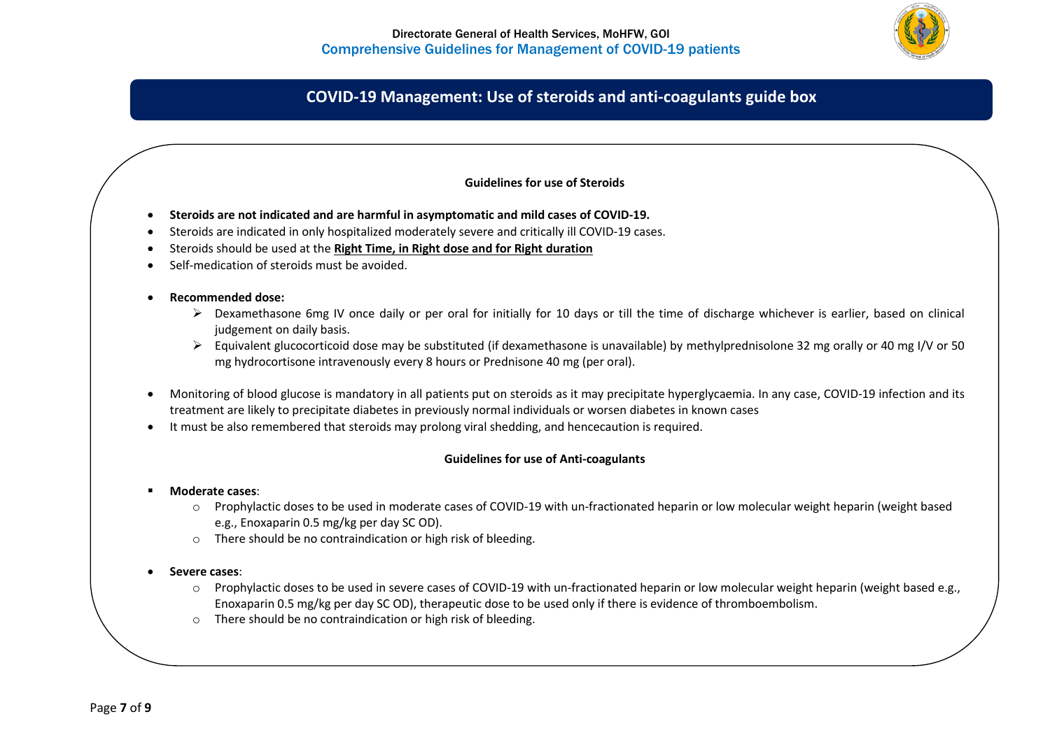## COVID-19 Management: Use of steroids and anti-coagulants guide box

### Guidelines for use of Steroids

- **Steroids are not indicated and are harmful in asymptomatic and mild cases of COVID-19.**
- Steroids are indicated in only hospitalized moderately severe and critically ill COVID-19 cases.
- Steroids should be used at the **Right Time, in Right dose and for Right duration**
- Self-medication of steroids must be avoided.

- **Recommended dose:**
  - Dexamethasone 6mg IV once daily or per oral for initially for 10 days or till the time of discharge whichever is earlier, based on clinical judgement on daily basis.
  - Equivalent glucocorticoid dose may be substituted (if dexamethasone is unavailable) by methylprednisolone 32 mg orally or 40 mg I/V or 50 mg hydrocortisone intravenously every 8 hours or Prednisone 40 mg (per oral).

- Monitoring of blood glucose is mandatory in all patients put on steroids as it may precipitate hyperglycaemia. In any case, COVID-19 infection and its treatment are likely to precipitate diabetes in previously normal individuals or worsen diabetes in known cases
- It must be also remembered that steroids may prolong viral shedding, and hencecaution is required.

### Guidelines for use of Anti-coagulants

- **Moderate cases**:
  - Prophylactic doses to be used in moderate cases of COVID-19 with un-fractionated heparin or low molecular weight heparin (weight based e.g., Enoxaparin 0.5 mg/kg per day SC OD).
  - There should be no contraindication or high risk of bleeding.

- **Severe cases**:
  - Prophylactic doses to be used in severe cases of COVID-19 with un-fractionated heparin or low molecular weight heparin (weight based e.g., Enoxaparin 0.5 mg/kg per day SC OD), therapeutic dose to be used only if there is evidence of thromboembolism.
  - There should be no contraindication or high risk of bleeding.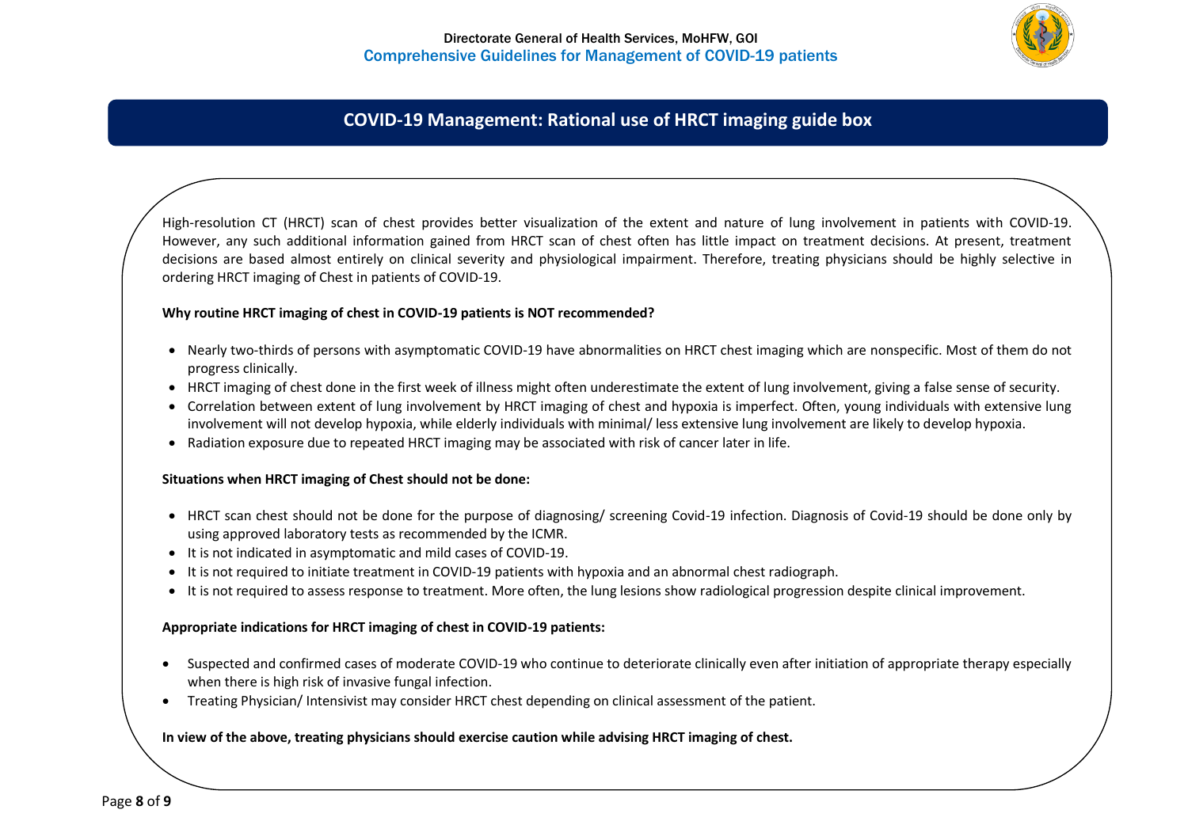# COVID-19 Management: Rational use of HRCT imaging guide box

High-resolution CT (HRCT) scan of chest provides better visualization of the extent and nature of lung involvement in patients with COVID-19. However, any such additional information gained from HRCT scan of chest often has little impact on treatment decisions. At present, treatment decisions are based almost entirely on clinical severity and physiological impairment. Therefore, treating physicians should be highly selective in ordering HRCT imaging of Chest in patients of COVID-19.

**Why routine HRCT imaging of chest in COVID-19 patients is NOT recommended?**

- Nearly two-thirds of persons with asymptomatic COVID-19 have abnormalities on HRCT chest imaging which are nonspecific. Most of them do not progress clinically.
- HRCT imaging of chest done in the first week of illness might often underestimate the extent of lung involvement, giving a false sense of security.
- Correlation between extent of lung involvement by HRCT imaging of chest and hypoxia is imperfect. Often, young individuals with extensive lung involvement will not develop hypoxia, while elderly individuals with minimal/ less extensive lung involvement are likely to develop hypoxia.
- Radiation exposure due to repeated HRCT imaging may be associated with risk of cancer later in life.

**Situations when HRCT imaging of Chest should not be done:**

- HRCT scan chest should not be done for the purpose of diagnosing/ screening Covid-19 infection. Diagnosis of Covid-19 should be done only by using approved laboratory tests as recommended by the ICMR.
- It is not indicated in asymptomatic and mild cases of COVID-19.
- It is not required to initiate treatment in COVID-19 patients with hypoxia and an abnormal chest radiograph.
- It is not required to assess response to treatment. More often, the lung lesions show radiological progression despite clinical improvement.

**Appropriate indications for HRCT imaging of chest in COVID-19 patients:**

- Suspected and confirmed cases of moderate COVID-19 who continue to deteriorate clinically even after initiation of appropriate therapy especially when there is high risk of invasive fungal infection.
- Treating Physician/ Intensivist may consider HRCT chest depending on clinical assessment of the patient.

**In view of the above, treating physicians should exercise caution while advising HRCT imaging of chest.**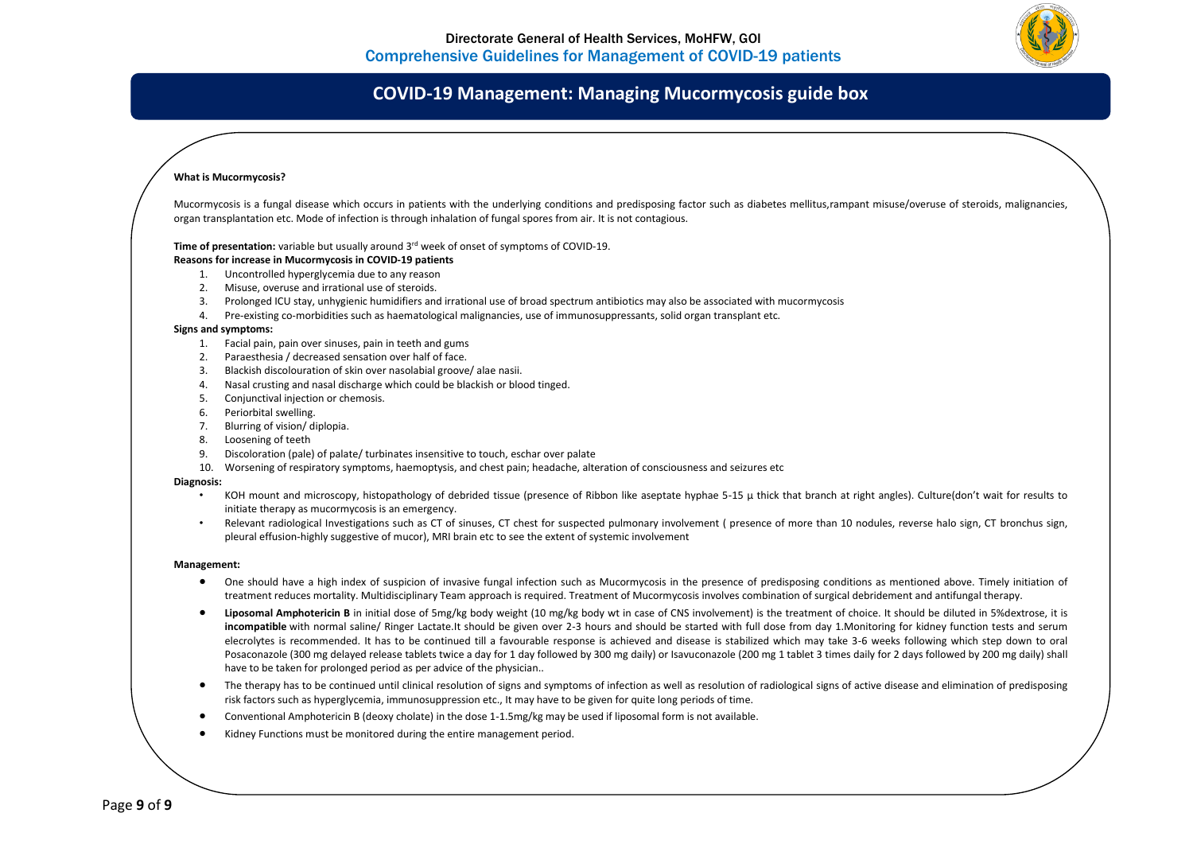# COVID-19 Management: Managing Mucormycosis guide box

**What is Mucormycosis?**

Mucormycosis is a fungal disease which occurs in patients with the underlying conditions and predisposing factor such as diabetes mellitus,rampant misuse/overuse of steroids, malignancies, organ transplantation etc. Mode of infection is through inhalation of fungal spores from air. It is not contagious.

**Time of presentation:** variable but usually around 3rd week of onset of symptoms of COVID-19.

**Reasons for increase in Mucormycosis in COVID-19 patients**

1. Uncontrolled hyperglycemia due to any reason
2. Misuse, overuse and irrational use of steroids.
3. Prolonged ICU stay, unhygienic humidifiers and irrational use of broad spectrum antibiotics may also be associated with mucormycosis
4. Pre-existing co-morbidities such as haematological malignancies, use of immunosuppressants, solid organ transplant etc.

**Signs and symptoms:**

1. Facial pain, pain over sinuses, pain in teeth and gums
2. Paraesthesia / decreased sensation over half of face.
3. Blackish discolouration of skin over nasolabial groove/ alae nasii.
4. Nasal crusting and nasal discharge which could be blackish or blood tinged.
5. Conjunctival injection or chemosis.
6. Periorbital swelling.
7. Blurring of vision/ diplopia.
8. Loosening of teeth
9. Discoloration (pale) of palate/ turbinates insensitive to touch, eschar over palate
10. Worsening of respiratory symptoms, haemoptysis, and chest pain; headache, alteration of consciousness and seizures etc

**Diagnosis:**

- KOH mount and microscopy, histopathology of debrided tissue (presence of Ribbon like aseptate hyphae 5-15 µ thick that branch at right angles). Culture(don't wait for results to initiate therapy as mucormycosis is an emergency.
- Relevant radiological Investigations such as CT of sinuses, CT chest for suspected pulmonary involvement ( presence of more than 10 nodules, reverse halo sign, CT bronchus sign, pleural effusion-highly suggestive of mucor), MRI brain etc to see the extent of systemic involvement

**Management:**

- One should have a high index of suspicion of invasive fungal infection such as Mucormycosis in the presence of predisposing conditions as mentioned above. Timely initiation of treatment reduces mortality. Multidisciplinary Team approach is required. Treatment of Mucormycosis involves combination of surgical debridement and antifungal therapy.
- **Liposomal Amphotericin B** in initial dose of 5mg/kg body weight (10 mg/kg body wt in case of CNS involvement) is the treatment of choice. It should be diluted in 5%dextrose, it is **incompatible** with normal saline/ Ringer Lactate.It should be given over 2-3 hours and should be started with full dose from day 1.Monitoring for kidney function tests and serum elecrolytes is recommended. It has to be continued till a favourable response is achieved and disease is stabilized which may take 3-6 weeks following which step down to oral Posaconazole (300 mg delayed release tablets twice a day for 1 day followed by 300 mg daily) or Isavuconazole (200 mg 1 tablet 3 times daily for 2 days followed by 200 mg daily) shall have to be taken for prolonged period as per advice of the physician..
- The therapy has to be continued until clinical resolution of signs and symptoms of infection as well as resolution of radiological signs of active disease and elimination of predisposing risk factors such as hyperglycemia, immunosuppression etc., It may have to be given for quite long periods of time.
- Conventional Amphotericin B (deoxy cholate) in the dose 1-1.5mg/kg may be used if liposomal form is not available.
- Kidney Functions must be monitored during the entire management period.